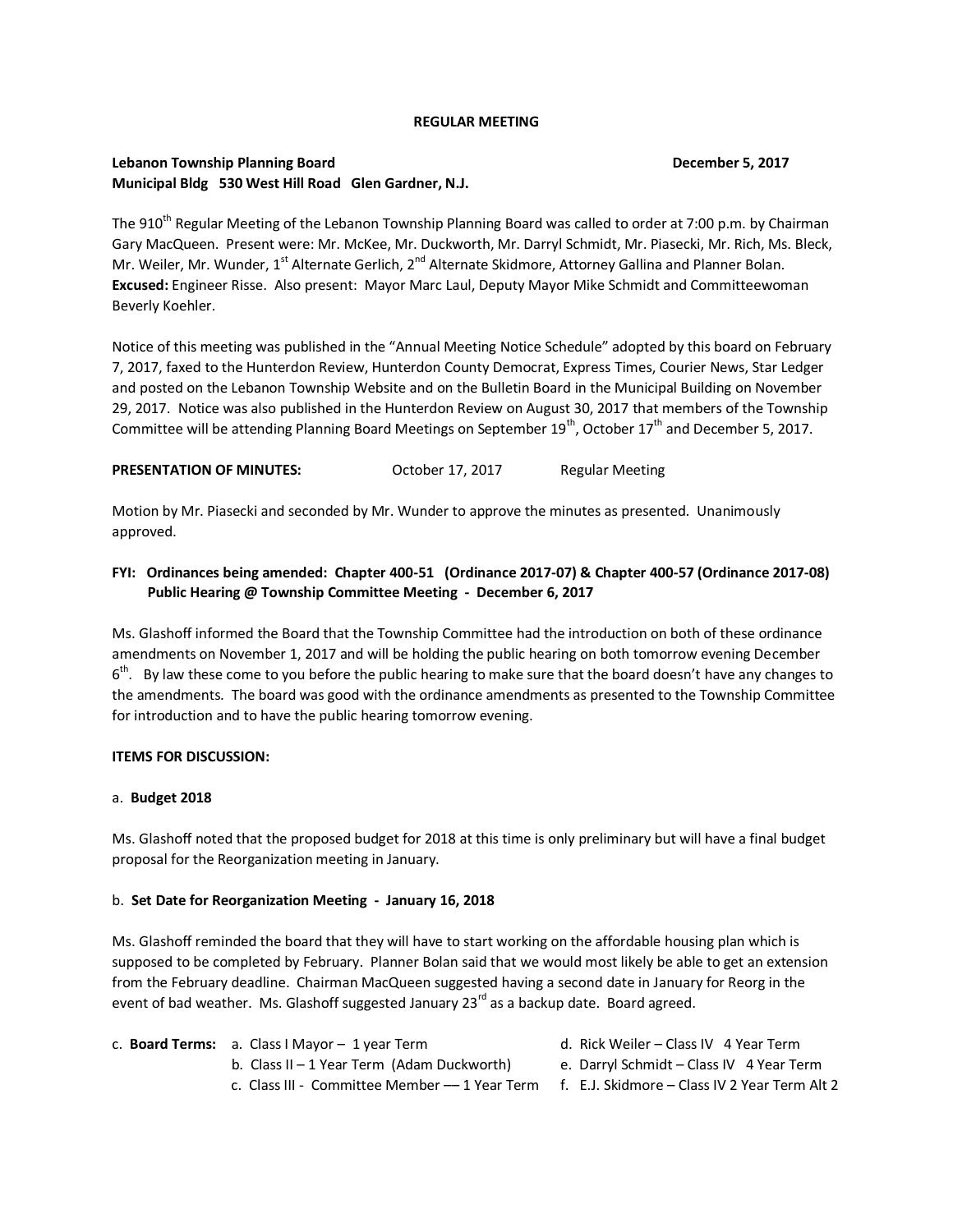**REGULAR MEETING**

**Lebanon Township Planning Board** **December 5, 2017**
**Municipal Bldg 530 West Hill Road Glen Gardner, N.J.**

The 910th Regular Meeting of the Lebanon Township Planning Board was called to order at 7:00 p.m. by Chairman Gary MacQueen. Present were: Mr. McKee, Mr. Duckworth, Mr. Darryl Schmidt, Mr. Piasecki, Mr. Rich, Ms. Bleck, Mr. Weiler, Mr. Wunder, 1st Alternate Gerlich, 2nd Alternate Skidmore, Attorney Gallina and Planner Bolan. **Excused:** Engineer Risse. Also present: Mayor Marc Laul, Deputy Mayor Mike Schmidt and Committeewoman Beverly Koehler.

Notice of this meeting was published in the "Annual Meeting Notice Schedule" adopted by this board on February 7, 2017, faxed to the Hunterdon Review, Hunterdon County Democrat, Express Times, Courier News, Star Ledger and posted on the Lebanon Township Website and on the Bulletin Board in the Municipal Building on November 29, 2017. Notice was also published in the Hunterdon Review on August 30, 2017 that members of the Township Committee will be attending Planning Board Meetings on September 19th, October 17th and December 5, 2017.

**PRESENTATION OF MINUTES:** October 17, 2017 Regular Meeting

Motion by Mr. Piasecki and seconded by Mr. Wunder to approve the minutes as presented. Unanimously approved.

**FYI: Ordinances being amended: Chapter 400-51 (Ordinance 2017-07) & Chapter 400-57 (Ordinance 2017-08) Public Hearing @ Township Committee Meeting - December 6, 2017**

Ms. Glashoff informed the Board that the Township Committee had the introduction on both of these ordinance amendments on November 1, 2017 and will be holding the public hearing on both tomorrow evening December 6th. By law these come to you before the public hearing to make sure that the board doesn't have any changes to the amendments. The board was good with the ordinance amendments as presented to the Township Committee for introduction and to have the public hearing tomorrow evening.

**ITEMS FOR DISCUSSION:**

a. **Budget 2018**

Ms. Glashoff noted that the proposed budget for 2018 at this time is only preliminary but will have a final budget proposal for the Reorganization meeting in January.

b. **Set Date for Reorganization Meeting - January 16, 2018**

Ms. Glashoff reminded the board that they will have to start working on the affordable housing plan which is supposed to be completed by February. Planner Bolan said that we would most likely be able to get an extension from the February deadline. Chairman MacQueen suggested having a second date in January for Reorg in the event of bad weather. Ms. Glashoff suggested January 23rd as a backup date. Board agreed.

c. **Board Terms:**

a. Class I Mayor – 1 year Term
b. Class II – 1 Year Term (Adam Duckworth)
c. Class III - Committee Member — 1 Year Term
d. Rick Weiler – Class IV 4 Year Term
e. Darryl Schmidt – Class IV 4 Year Term
f. E.J. Skidmore – Class IV 2 Year Term Alt 2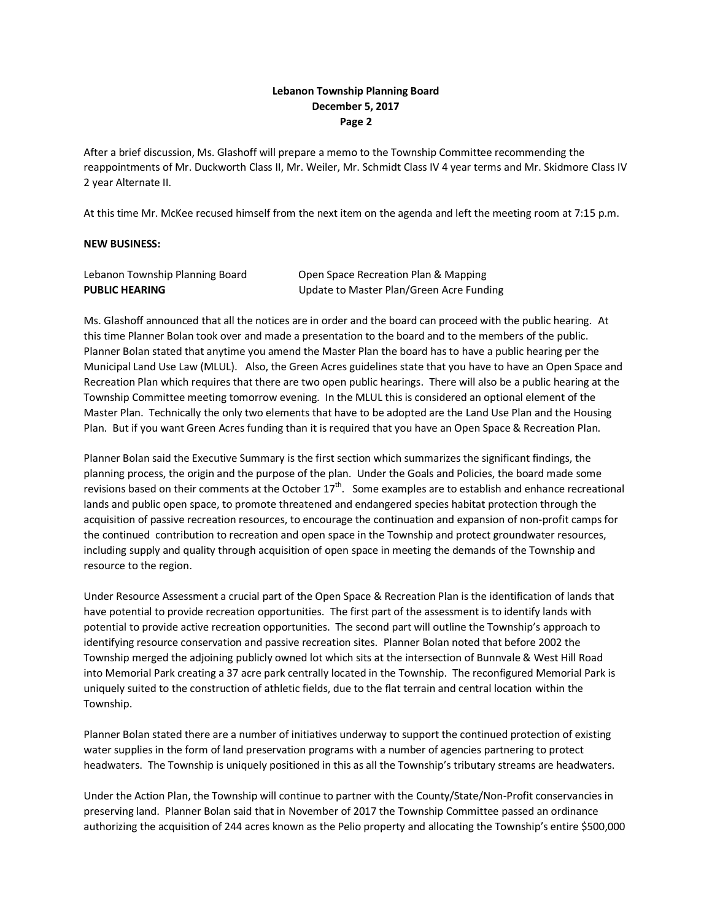After a brief discussion, Ms. Glashoff will prepare a memo to the Township Committee recommending the reappointments of Mr. Duckworth Class II, Mr. Weiler, Mr. Schmidt Class IV 4 year terms and Mr. Skidmore Class IV 2 year Alternate II.

At this time Mr. McKee recused himself from the next item on the agenda and left the meeting room at 7:15 p.m.

**NEW BUSINESS:**

Lebanon Township Planning Board — Open Space Recreation Plan & Mapping
**PUBLIC HEARING** — Update to Master Plan/Green Acre Funding

Ms. Glashoff announced that all the notices are in order and the board can proceed with the public hearing. At this time Planner Bolan took over and made a presentation to the board and to the members of the public. Planner Bolan stated that anytime you amend the Master Plan the board has to have a public hearing per the Municipal Land Use Law (MLUL). Also, the Green Acres guidelines state that you have to have an Open Space and Recreation Plan which requires that there are two open public hearings. There will also be a public hearing at the Township Committee meeting tomorrow evening. In the MLUL this is considered an optional element of the Master Plan. Technically the only two elements that have to be adopted are the Land Use Plan and the Housing Plan. But if you want Green Acres funding than it is required that you have an Open Space & Recreation Plan.

Planner Bolan said the Executive Summary is the first section which summarizes the significant findings, the planning process, the origin and the purpose of the plan. Under the Goals and Policies, the board made some revisions based on their comments at the October 17th. Some examples are to establish and enhance recreational lands and public open space, to promote threatened and endangered species habitat protection through the acquisition of passive recreation resources, to encourage the continuation and expansion of non-profit camps for the continued contribution to recreation and open space in the Township and protect groundwater resources, including supply and quality through acquisition of open space in meeting the demands of the Township and resource to the region.

Under Resource Assessment a crucial part of the Open Space & Recreation Plan is the identification of lands that have potential to provide recreation opportunities. The first part of the assessment is to identify lands with potential to provide active recreation opportunities. The second part will outline the Township's approach to identifying resource conservation and passive recreation sites. Planner Bolan noted that before 2002 the Township merged the adjoining publicly owned lot which sits at the intersection of Bunnvale & West Hill Road into Memorial Park creating a 37 acre park centrally located in the Township. The reconfigured Memorial Park is uniquely suited to the construction of athletic fields, due to the flat terrain and central location within the Township.

Planner Bolan stated there are a number of initiatives underway to support the continued protection of existing water supplies in the form of land preservation programs with a number of agencies partnering to protect headwaters. The Township is uniquely positioned in this as all the Township's tributary streams are headwaters.

Under the Action Plan, the Township will continue to partner with the County/State/Non-Profit conservancies in preserving land. Planner Bolan said that in November of 2017 the Township Committee passed an ordinance authorizing the acquisition of 244 acres known as the Pelio property and allocating the Township's entire $500,000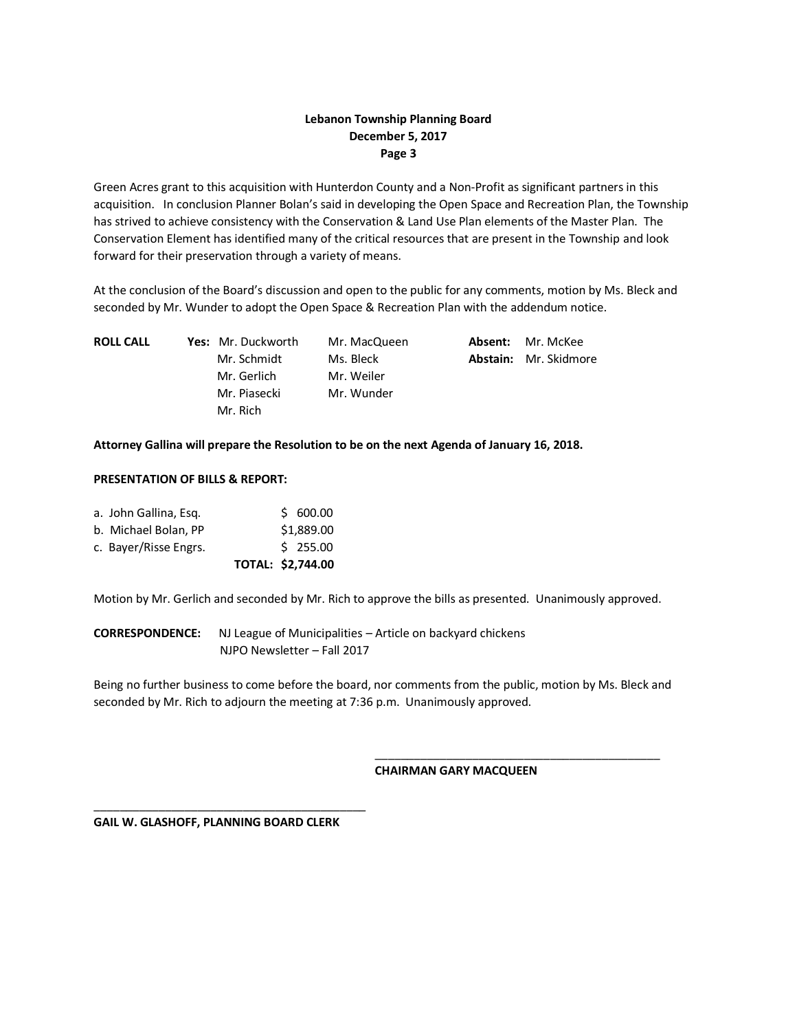Green Acres grant to this acquisition with Hunterdon County and a Non-Profit as significant partners in this acquisition. In conclusion Planner Bolan's said in developing the Open Space and Recreation Plan, the Township has strived to achieve consistency with the Conservation & Land Use Plan elements of the Master Plan. The Conservation Element has identified many of the critical resources that are present in the Township and look forward for their preservation through a variety of means.

At the conclusion of the Board's discussion and open to the public for any comments, motion by Ms. Bleck and seconded by Mr. Wunder to adopt the Open Space & Recreation Plan with the addendum notice.

| | | | | |
|---|---|---|---|---|
| **ROLL CALL** | **Yes:** Mr. Duckworth | Mr. MacQueen | **Absent:** | Mr. McKee |
| | Mr. Schmidt | Ms. Bleck | **Abstain:** | Mr. Skidmore |
| | Mr. Gerlich | Mr. Weiler | | |
| | Mr. Piasecki | Mr. Wunder | | |
| | Mr. Rich | | | |

**Attorney Gallina will prepare the Resolution to be on the next Agenda of January 16, 2018.**

**PRESENTATION OF BILLS & REPORT:**

| | |
|---|---|
| a. John Gallina, Esq. | $ 600.00 |
| b. Michael Bolan, PP | $1,889.00 |
| c. Bayer/Risse Engrs. | $ 255.00 |
| **TOTAL:** | **$2,744.00** |

Motion by Mr. Gerlich and seconded by Mr. Rich to approve the bills as presented. Unanimously approved.

**CORRESPONDENCE:** NJ League of Municipalities – Article on backyard chickens
NJPO Newsletter – Fall 2017

Being no further business to come before the board, nor comments from the public, motion by Ms. Bleck and seconded by Mr. Rich to adjourn the meeting at 7:36 p.m. Unanimously approved.

\_\_\_\_\_\_\_\_\_\_\_\_\_\_\_\_\_\_\_\_\_\_\_\_\_\_\_\_\_\_\_\_\_\_\_\_\_\_\_\_\_\_\_\_
**CHAIRMAN GARY MACQUEEN**

\_\_\_\_\_\_\_\_\_\_\_\_\_\_\_\_\_\_\_\_\_\_\_\_\_\_\_\_\_\_\_\_\_\_\_\_\_\_\_\_\_\_\_\_
**GAIL W. GLASHOFF, PLANNING BOARD CLERK**